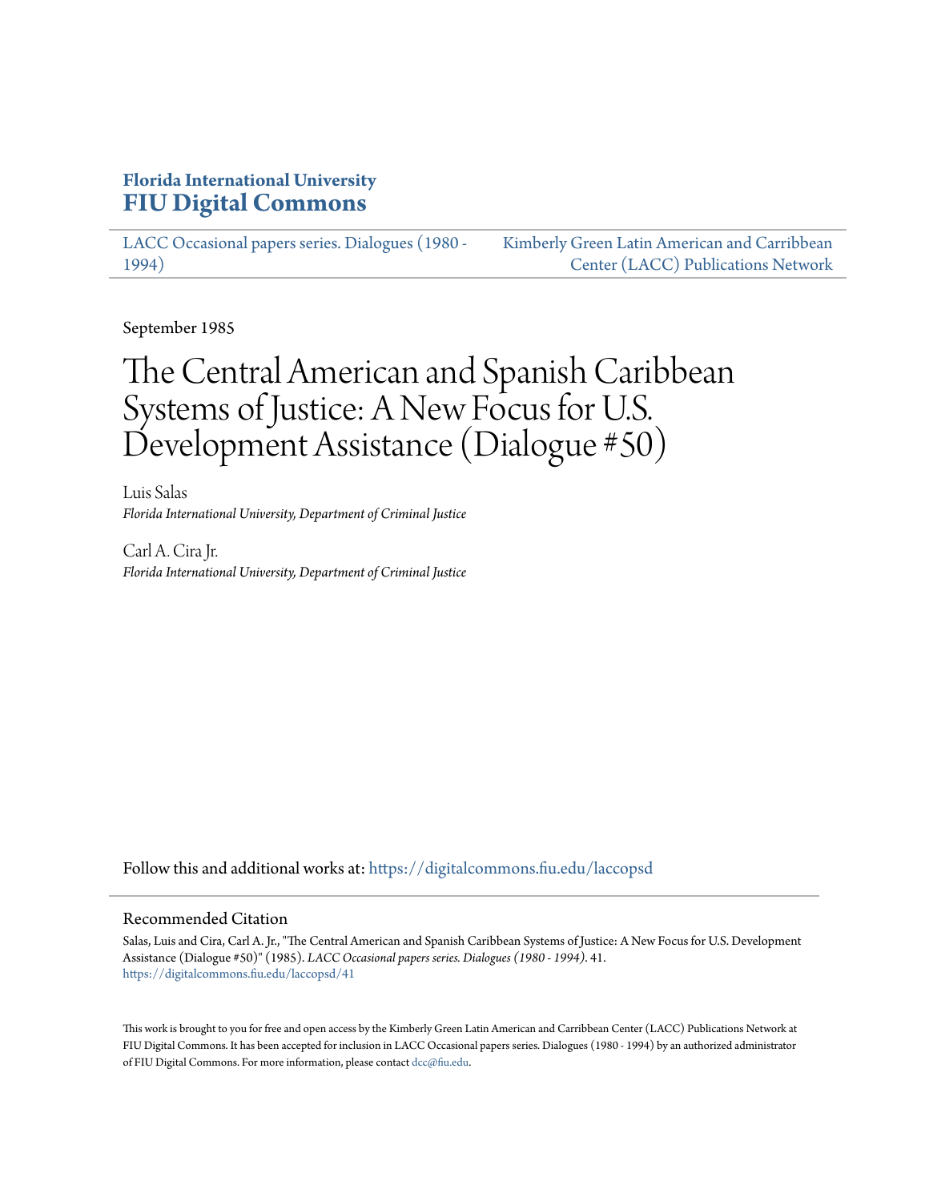**Florida International University**
**FIU Digital Commons**

LACC Occasional papers series. Dialogues (1980 - 1994)

Kimberly Green Latin American and Carribbean Center (LACC) Publications Network

September 1985

# The Central American and Spanish Caribbean Systems of Justice: A New Focus for U.S. Development Assistance (Dialogue #50)

Luis Salas
*Florida International University, Department of Criminal Justice*

Carl A. Cira Jr.
*Florida International University, Department of Criminal Justice*

Follow this and additional works at: https://digitalcommons.fiu.edu/laccopsd

## Recommended Citation

Salas, Luis and Cira, Carl A. Jr., "The Central American and Spanish Caribbean Systems of Justice: A New Focus for U.S. Development Assistance (Dialogue #50)" (1985). *LACC Occasional papers series. Dialogues (1980 - 1994)*. 41.
https://digitalcommons.fiu.edu/laccopsd/41

This work is brought to you for free and open access by the Kimberly Green Latin American and Carribbean Center (LACC) Publications Network at FIU Digital Commons. It has been accepted for inclusion in LACC Occasional papers series. Dialogues (1980 - 1994) by an authorized administrator of FIU Digital Commons. For more information, please contact dcc@fiu.edu.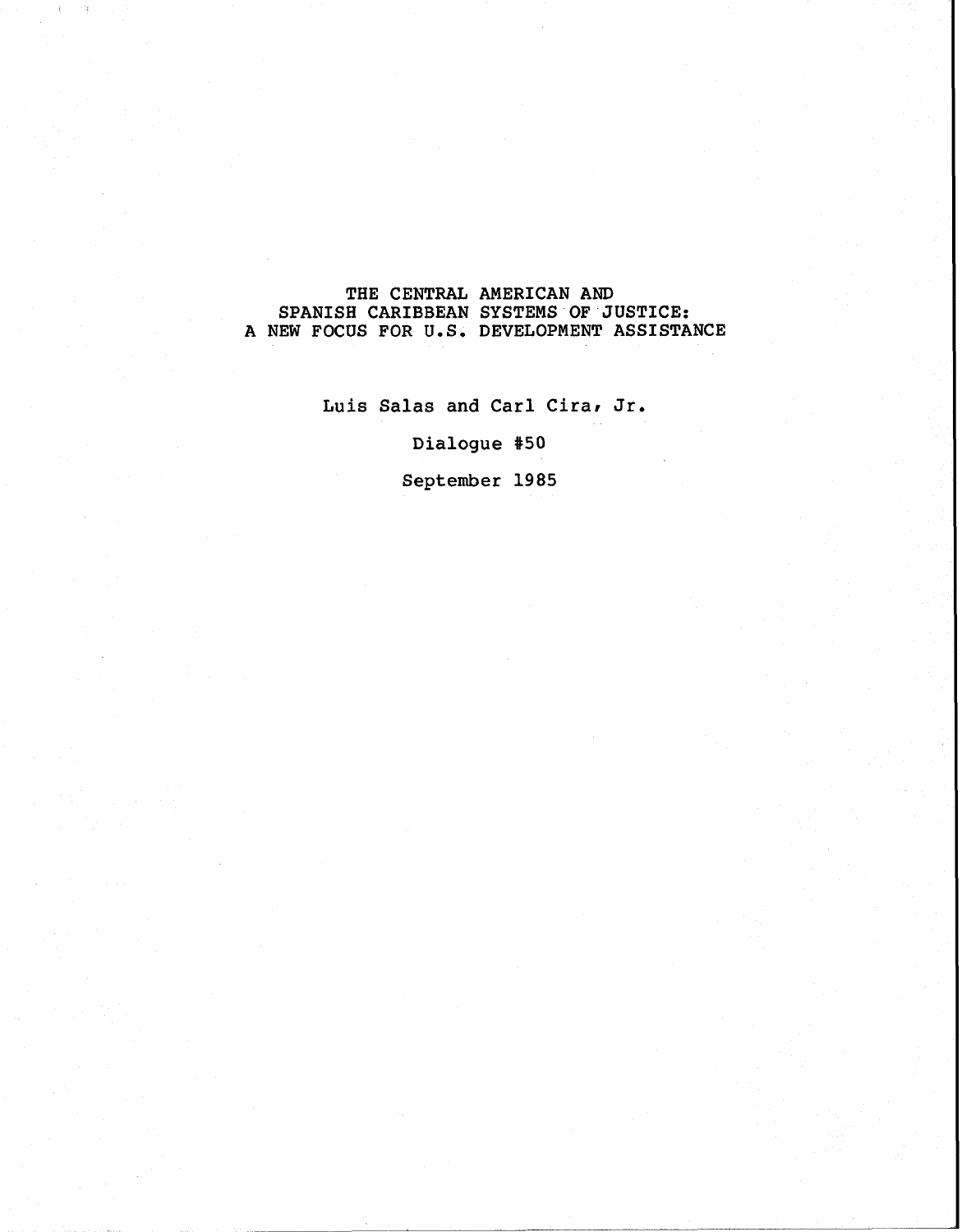# THE CENTRAL AMERICAN AND SPANISH CARIBBEAN SYSTEMS OF JUSTICE: A NEW FOCUS FOR U.S. DEVELOPMENT ASSISTANCE

Luis Salas and Carl Cira, Jr.

Dialogue #50

September 1985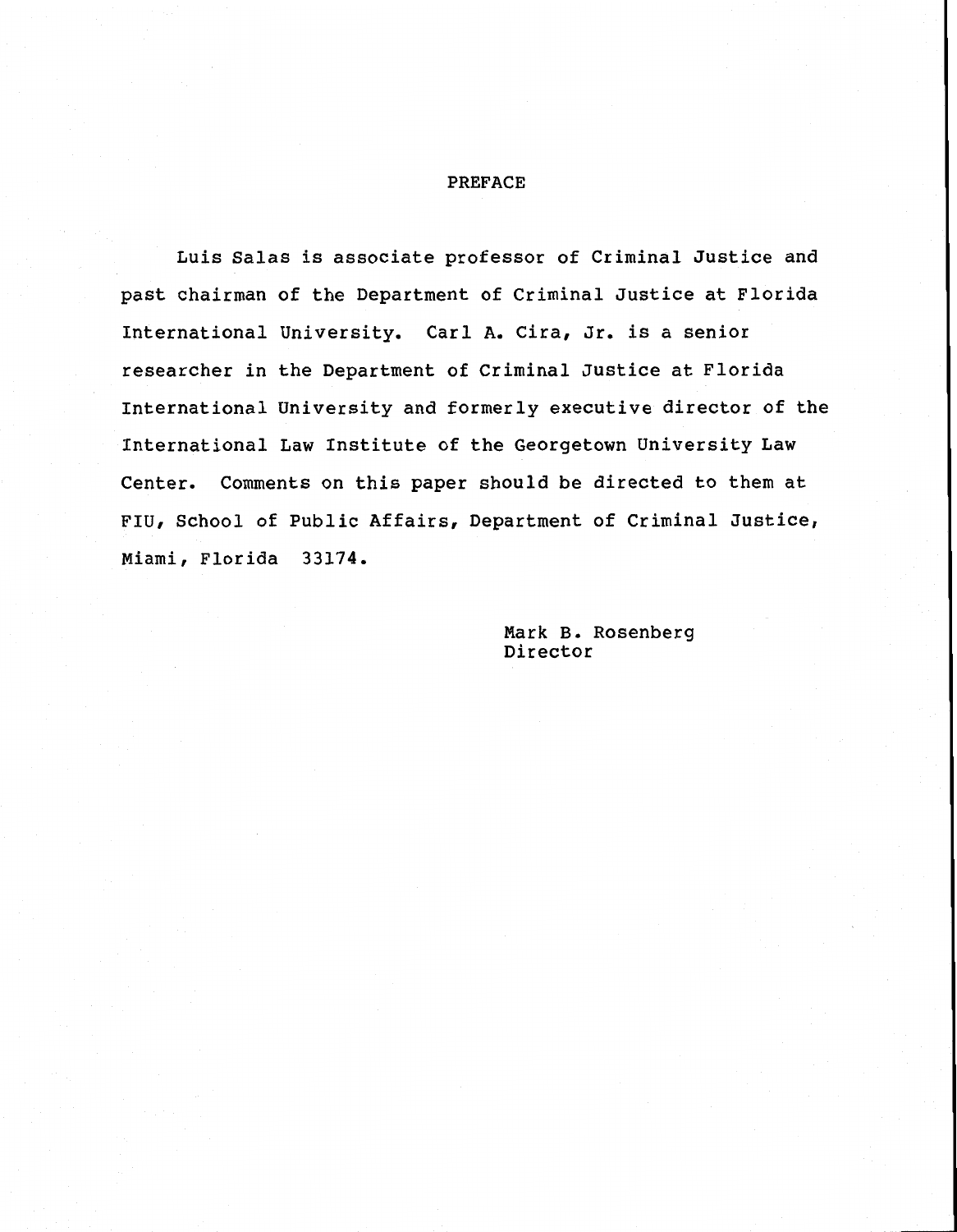# PREFACE

Luis Salas is associate professor of Criminal Justice and past chairman of the Department of Criminal Justice at Florida International University. Carl A. Cira, Jr. is a senior researcher in the Department of Criminal Justice at Florida International University and formerly executive director of the International Law Institute of the Georgetown University Law Center. Comments on this paper should be directed to them at FIU, School of Public Affairs, Department of Criminal Justice, Miami, Florida 33174.

Mark B. Rosenberg
Director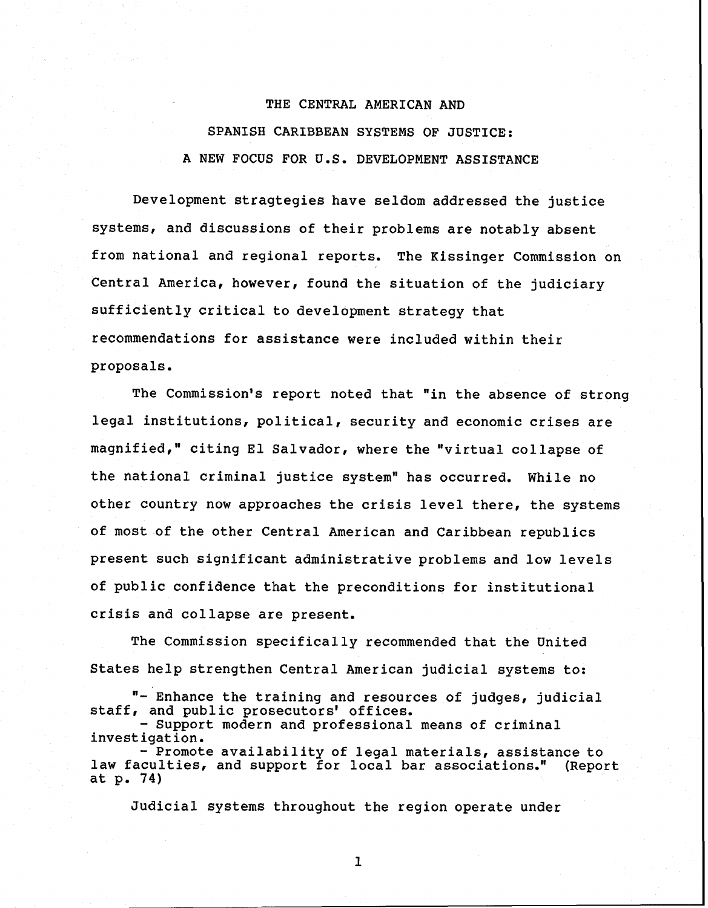# THE CENTRAL AMERICAN AND SPANISH CARIBBEAN SYSTEMS OF JUSTICE: A NEW FOCUS FOR U.S. DEVELOPMENT ASSISTANCE

Development stragtegies have seldom addressed the justice systems, and discussions of their problems are notably absent from national and regional reports. The Kissinger Commission on Central America, however, found the situation of the judiciary sufficiently critical to development strategy that recommendations for assistance were included within their proposals.

The Commission's report noted that "in the absence of strong legal institutions, political, security and economic crises are magnified," citing El Salvador, where the "virtual collapse of the national criminal justice system" has occurred. While no other country now approaches the crisis level there, the systems of most of the other Central American and Caribbean republics present such significant administrative problems and low levels of public confidence that the preconditions for institutional crisis and collapse are present.

The Commission specifically recommended that the United States help strengthen Central American judicial systems to:

"- Enhance the training and resources of judges, judicial staff, and public prosecutors' offices.
- Support modern and professional means of criminal investigation.
- Promote availability of legal materials, assistance to law faculties, and support for local bar associations." (Report at p. 74)

Judicial systems throughout the region operate under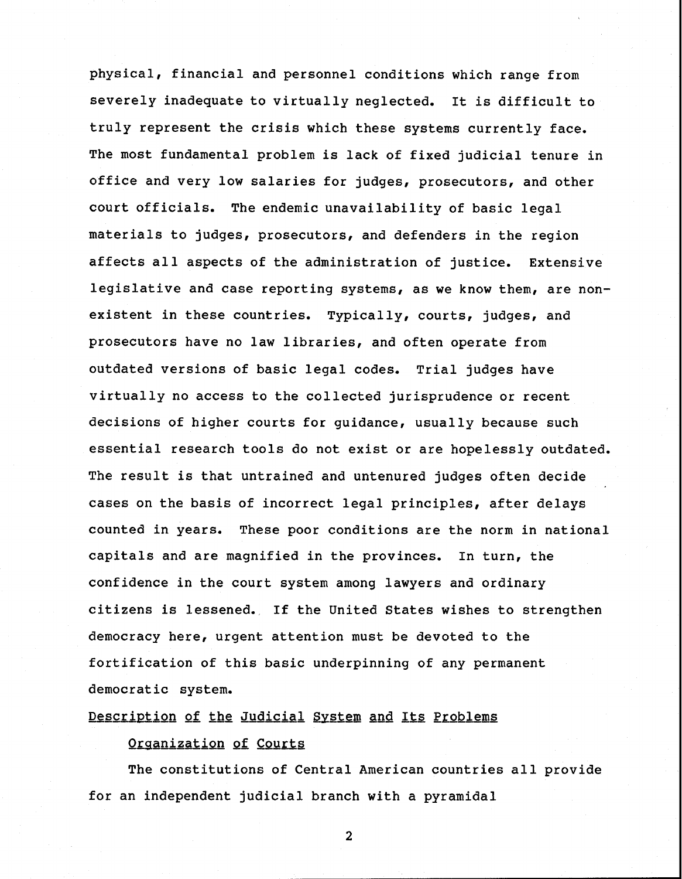physical, financial and personnel conditions which range from severely inadequate to virtually neglected. It is difficult to truly represent the crisis which these systems currently face. The most fundamental problem is lack of fixed judicial tenure in office and very low salaries for judges, prosecutors, and other court officials. The endemic unavailability of basic legal materials to judges, prosecutors, and defenders in the region affects all aspects of the administration of justice. Extensive legislative and case reporting systems, as we know them, are non-existent in these countries. Typically, courts, judges, and prosecutors have no law libraries, and often operate from outdated versions of basic legal codes. Trial judges have virtually no access to the collected jurisprudence or recent decisions of higher courts for guidance, usually because such essential research tools do not exist or are hopelessly outdated. The result is that untrained and untenured judges often decide cases on the basis of incorrect legal principles, after delays counted in years. These poor conditions are the norm in national capitals and are magnified in the provinces. In turn, the confidence in the court system among lawyers and ordinary citizens is lessened. If the United States wishes to strengthen democracy here, urgent attention must be devoted to the fortification of this basic underpinning of any permanent democratic system.

## Description of the Judicial System and Its Problems

### Organization of Courts

The constitutions of Central American countries all provide for an independent judicial branch with a pyramidal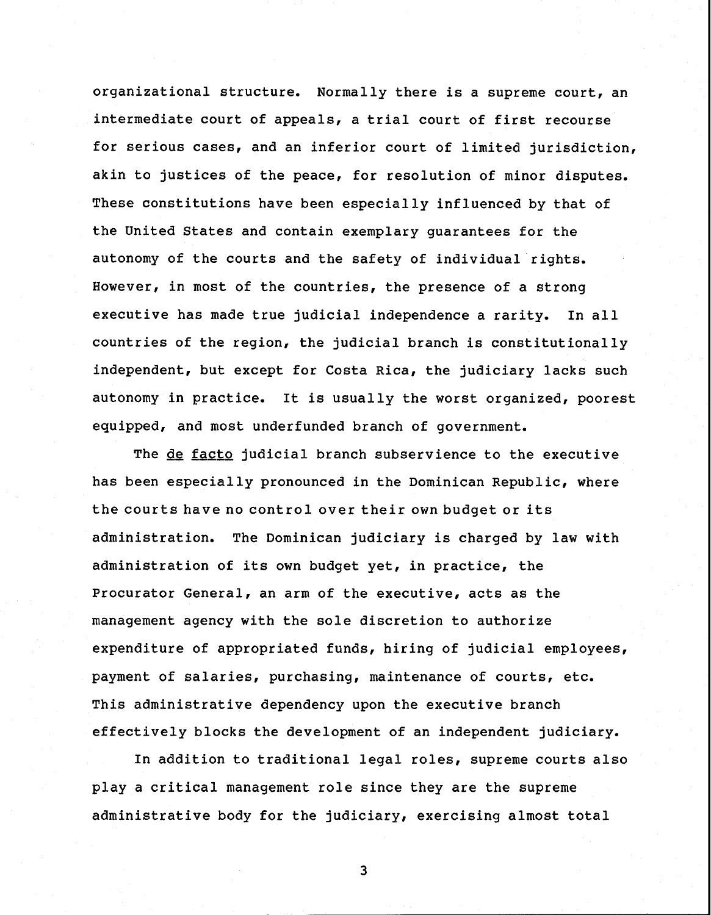organizational structure. Normally there is a supreme court, an intermediate court of appeals, a trial court of first recourse for serious cases, and an inferior court of limited jurisdiction, akin to justices of the peace, for resolution of minor disputes. These constitutions have been especially influenced by that of the United States and contain exemplary guarantees for the autonomy of the courts and the safety of individual rights. However, in most of the countries, the presence of a strong executive has made true judicial independence a rarity. In all countries of the region, the judicial branch is constitutionally independent, but except for Costa Rica, the judiciary lacks such autonomy in practice. It is usually the worst organized, poorest equipped, and most underfunded branch of government.

The _de facto_ judicial branch subservience to the executive has been especially pronounced in the Dominican Republic, where the courts have no control over their own budget or its administration. The Dominican judiciary is charged by law with administration of its own budget yet, in practice, the Procurator General, an arm of the executive, acts as the management agency with the sole discretion to authorize expenditure of appropriated funds, hiring of judicial employees, payment of salaries, purchasing, maintenance of courts, etc. This administrative dependency upon the executive branch effectively blocks the development of an independent judiciary.

In addition to traditional legal roles, supreme courts also play a critical management role since they are the supreme administrative body for the judiciary, exercising almost total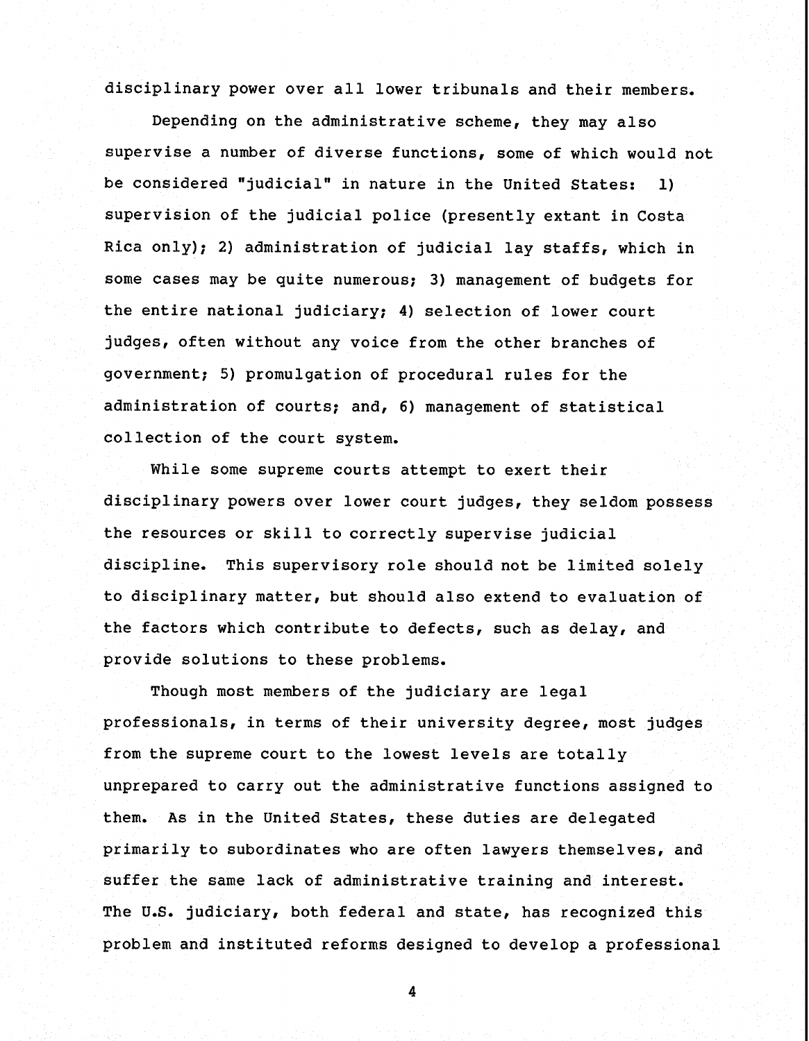disciplinary power over all lower tribunals and their members.

Depending on the administrative scheme, they may also supervise a number of diverse functions, some of which would not be considered "judicial" in nature in the United States: 1) supervision of the judicial police (presently extant in Costa Rica only); 2) administration of judicial lay staffs, which in some cases may be quite numerous; 3) management of budgets for the entire national judiciary; 4) selection of lower court judges, often without any voice from the other branches of government; 5) promulgation of procedural rules for the administration of courts; and, 6) management of statistical collection of the court system.

While some supreme courts attempt to exert their disciplinary powers over lower court judges, they seldom possess the resources or skill to correctly supervise judicial discipline. This supervisory role should not be limited solely to disciplinary matter, but should also extend to evaluation of the factors which contribute to defects, such as delay, and provide solutions to these problems.

Though most members of the judiciary are legal professionals, in terms of their university degree, most judges from the supreme court to the lowest levels are totally unprepared to carry out the administrative functions assigned to them. As in the United States, these duties are delegated primarily to subordinates who are often lawyers themselves, and suffer the same lack of administrative training and interest. The U.S. judiciary, both federal and state, has recognized this problem and instituted reforms designed to develop a professional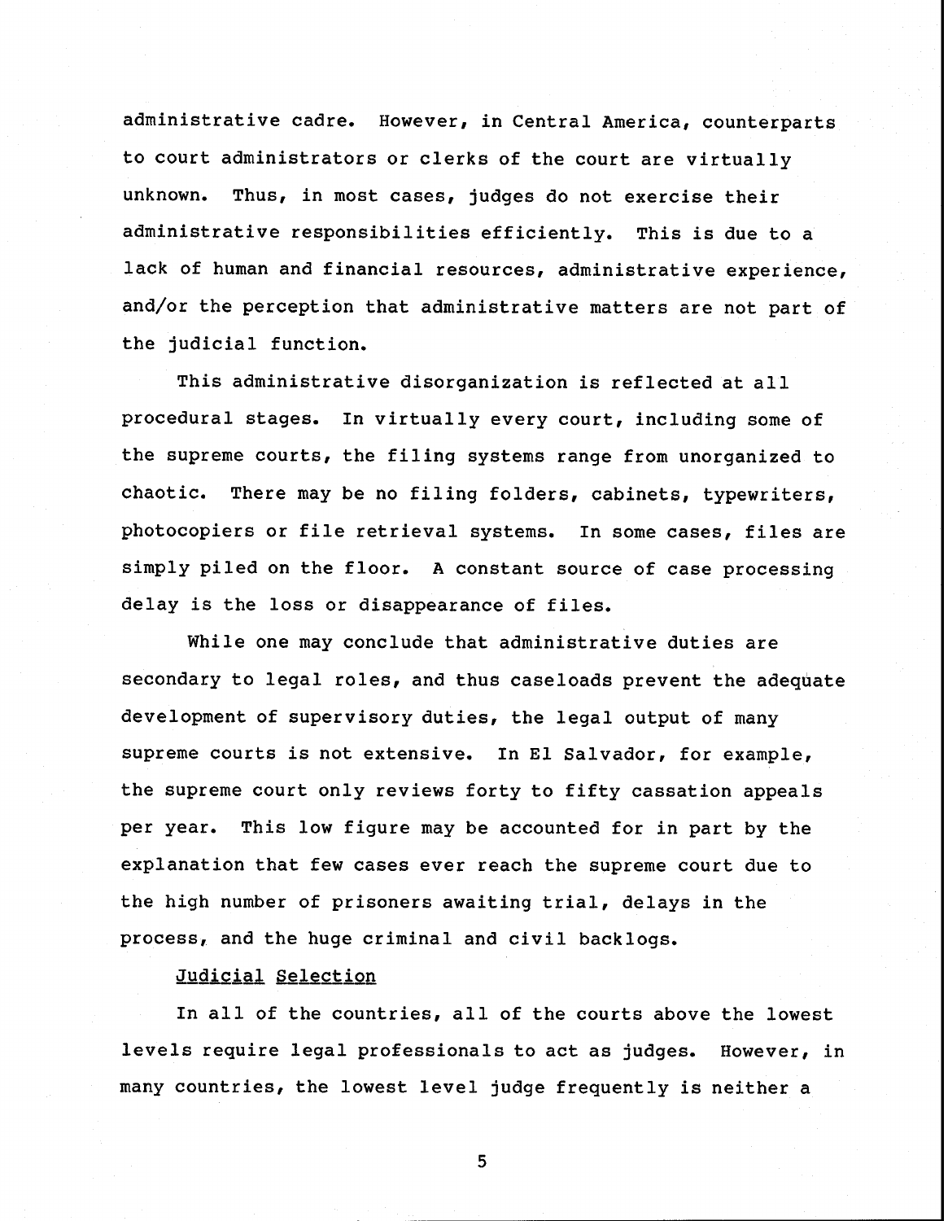administrative cadre. However, in Central America, counterparts to court administrators or clerks of the court are virtually unknown. Thus, in most cases, judges do not exercise their administrative responsibilities efficiently. This is due to a lack of human and financial resources, administrative experience, and/or the perception that administrative matters are not part of the judicial function.

This administrative disorganization is reflected at all procedural stages. In virtually every court, including some of the supreme courts, the filing systems range from unorganized to chaotic. There may be no filing folders, cabinets, typewriters, photocopiers or file retrieval systems. In some cases, files are simply piled on the floor. A constant source of case processing delay is the loss or disappearance of files.

While one may conclude that administrative duties are secondary to legal roles, and thus caseloads prevent the adequate development of supervisory duties, the legal output of many supreme courts is not extensive. In El Salvador, for example, the supreme court only reviews forty to fifty cassation appeals per year. This low figure may be accounted for in part by the explanation that few cases ever reach the supreme court due to the high number of prisoners awaiting trial, delays in the process, and the huge criminal and civil backlogs.

### Judicial Selection

In all of the countries, all of the courts above the lowest levels require legal professionals to act as judges. However, in many countries, the lowest level judge frequently is neither a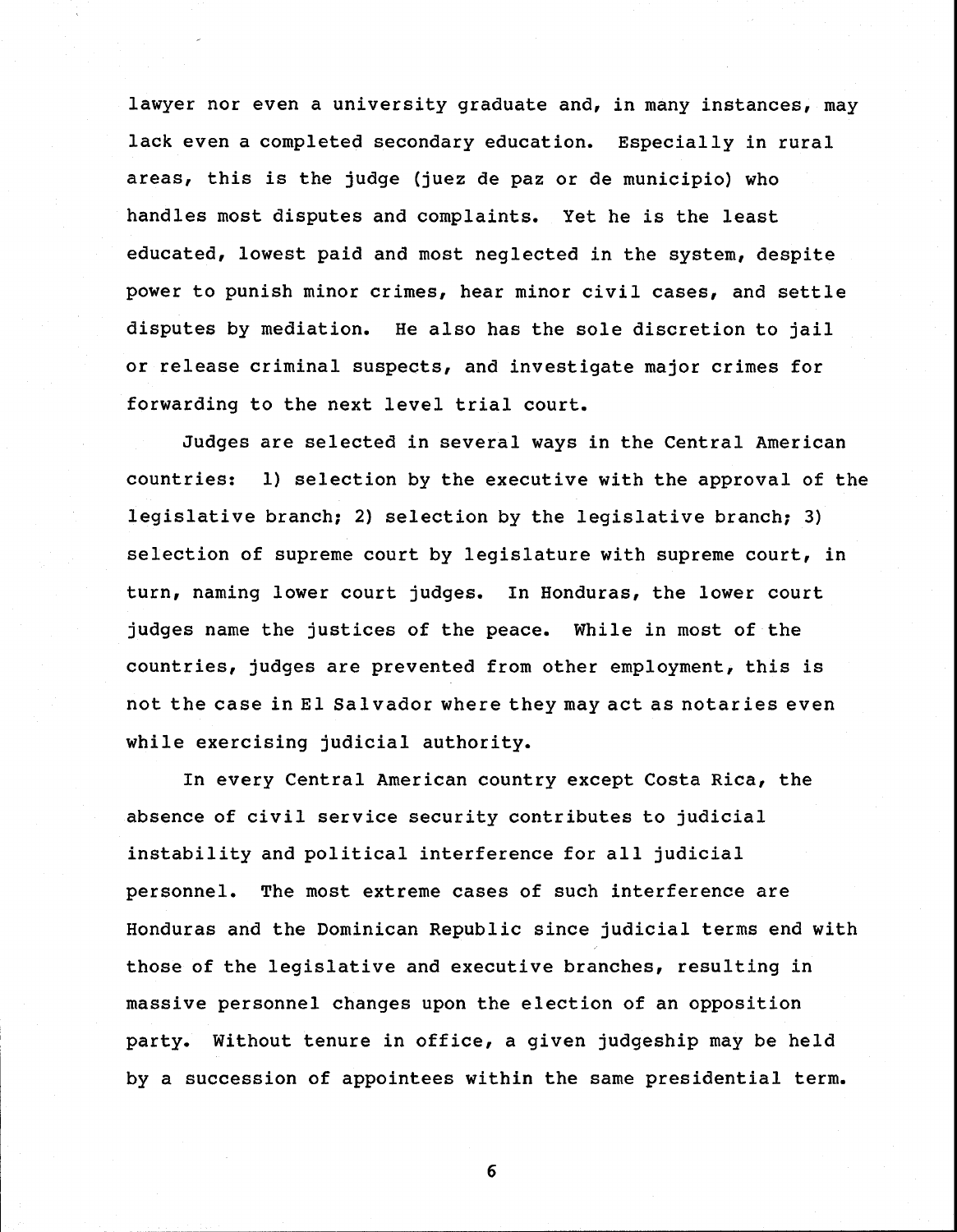lawyer nor even a university graduate and, in many instances, may lack even a completed secondary education. Especially in rural areas, this is the judge (juez de paz or de municipio) who handles most disputes and complaints. Yet he is the least educated, lowest paid and most neglected in the system, despite power to punish minor crimes, hear minor civil cases, and settle disputes by mediation. He also has the sole discretion to jail or release criminal suspects, and investigate major crimes for forwarding to the next level trial court.

Judges are selected in several ways in the Central American countries: 1) selection by the executive with the approval of the legislative branch; 2) selection by the legislative branch; 3) selection of supreme court by legislature with supreme court, in turn, naming lower court judges. In Honduras, the lower court judges name the justices of the peace. While in most of the countries, judges are prevented from other employment, this is not the case in El Salvador where they may act as notaries even while exercising judicial authority.

In every Central American country except Costa Rica, the absence of civil service security contributes to judicial instability and political interference for all judicial personnel. The most extreme cases of such interference are Honduras and the Dominican Republic since judicial terms end with those of the legislative and executive branches, resulting in massive personnel changes upon the election of an opposition party. Without tenure in office, a given judgeship may be held by a succession of appointees within the same presidential term.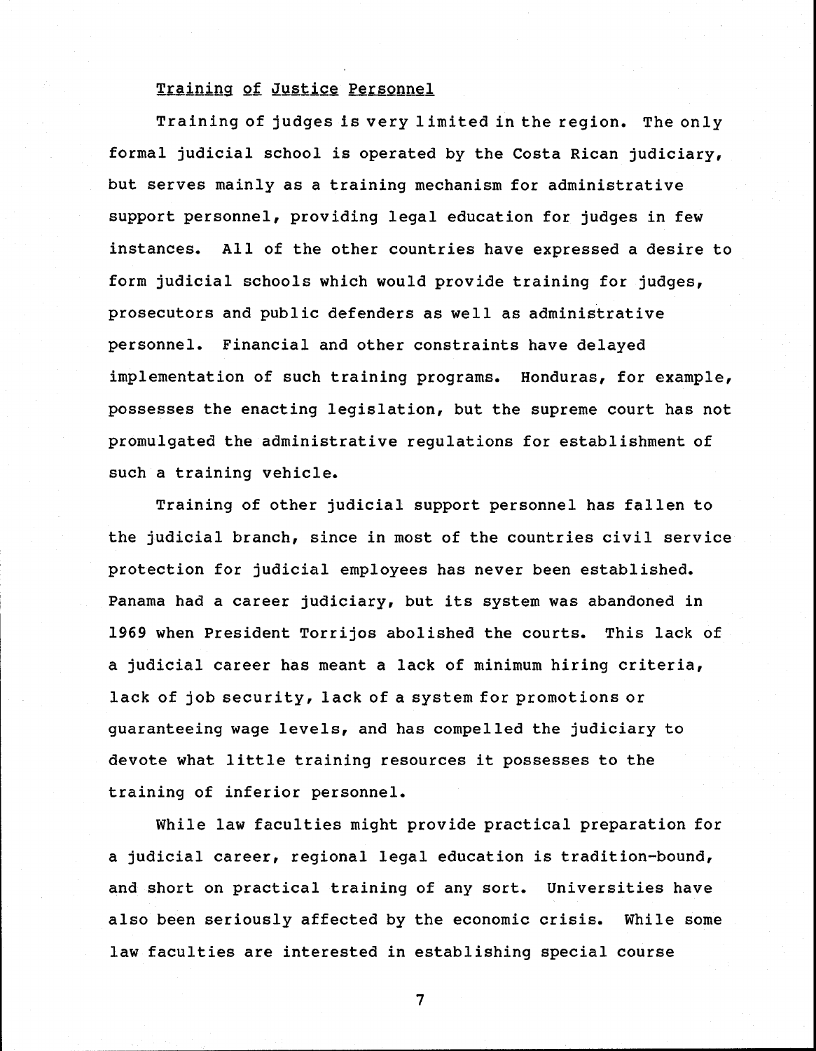Training of Justice Personnel

Training of judges is very limited in the region. The only formal judicial school is operated by the Costa Rican judiciary, but serves mainly as a training mechanism for administrative support personnel, providing legal education for judges in few instances. All of the other countries have expressed a desire to form judicial schools which would provide training for judges, prosecutors and public defenders as well as administrative personnel. Financial and other constraints have delayed implementation of such training programs. Honduras, for example, possesses the enacting legislation, but the supreme court has not promulgated the administrative regulations for establishment of such a training vehicle.

Training of other judicial support personnel has fallen to the judicial branch, since in most of the countries civil service protection for judicial employees has never been established. Panama had a career judiciary, but its system was abandoned in 1969 when President Torrijos abolished the courts. This lack of a judicial career has meant a lack of minimum hiring criteria, lack of job security, lack of a system for promotions or guaranteeing wage levels, and has compelled the judiciary to devote what little training resources it possesses to the training of inferior personnel.

While law faculties might provide practical preparation for a judicial career, regional legal education is tradition-bound, and short on practical training of any sort. Universities have also been seriously affected by the economic crisis. While some law faculties are interested in establishing special course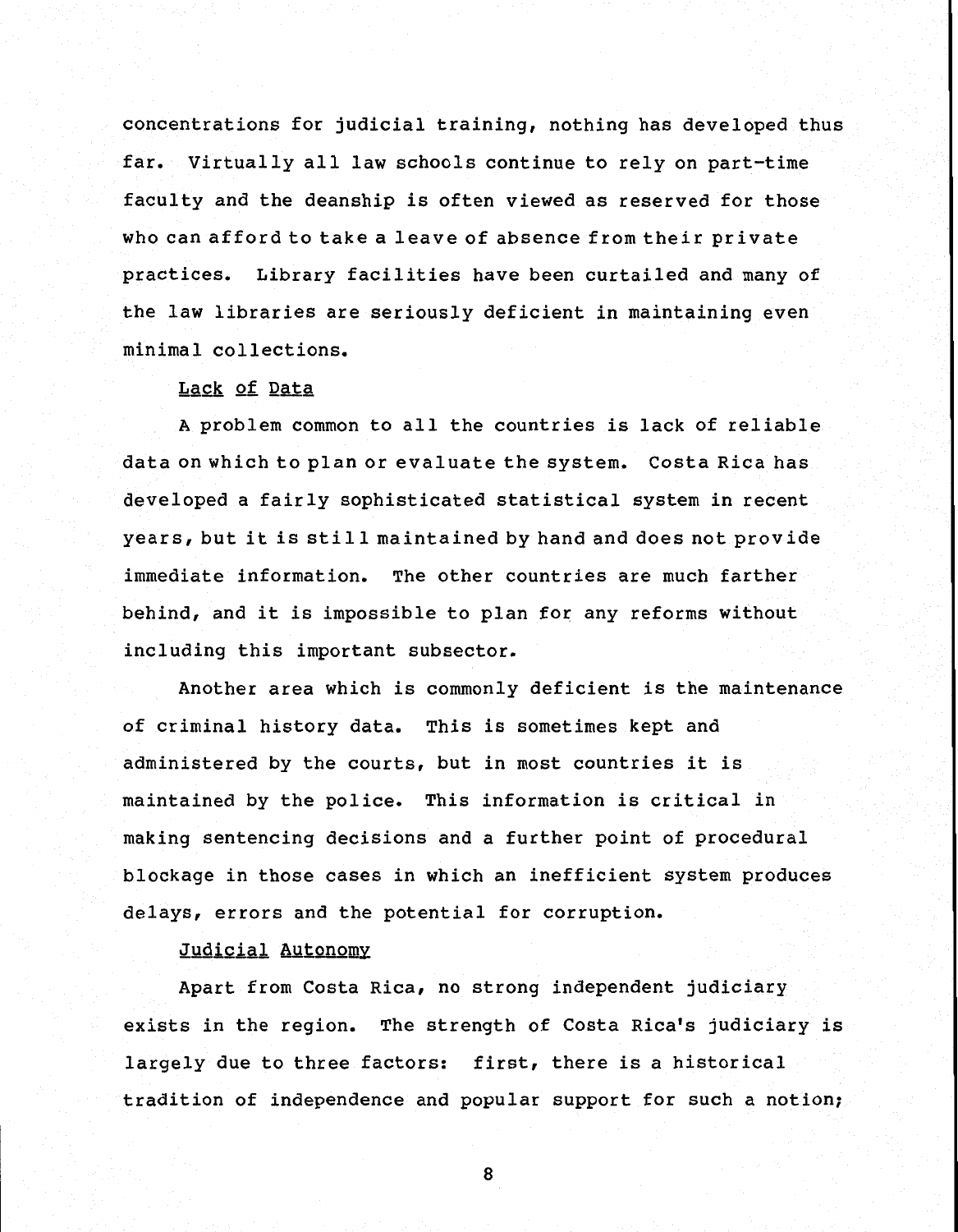concentrations for judicial training, nothing has developed thus far. Virtually all law schools continue to rely on part-time faculty and the deanship is often viewed as reserved for those who can afford to take a leave of absence from their private practices. Library facilities have been curtailed and many of the law libraries are seriously deficient in maintaining even minimal collections.

### Lack of Data

A problem common to all the countries is lack of reliable data on which to plan or evaluate the system. Costa Rica has developed a fairly sophisticated statistical system in recent years, but it is still maintained by hand and does not provide immediate information. The other countries are much farther behind, and it is impossible to plan for any reforms without including this important subsector.

Another area which is commonly deficient is the maintenance of criminal history data. This is sometimes kept and administered by the courts, but in most countries it is maintained by the police. This information is critical in making sentencing decisions and a further point of procedural blockage in those cases in which an inefficient system produces delays, errors and the potential for corruption.

### Judicial Autonomy

Apart from Costa Rica, no strong independent judiciary exists in the region. The strength of Costa Rica's judiciary is largely due to three factors: first, there is a historical tradition of independence and popular support for such a notion;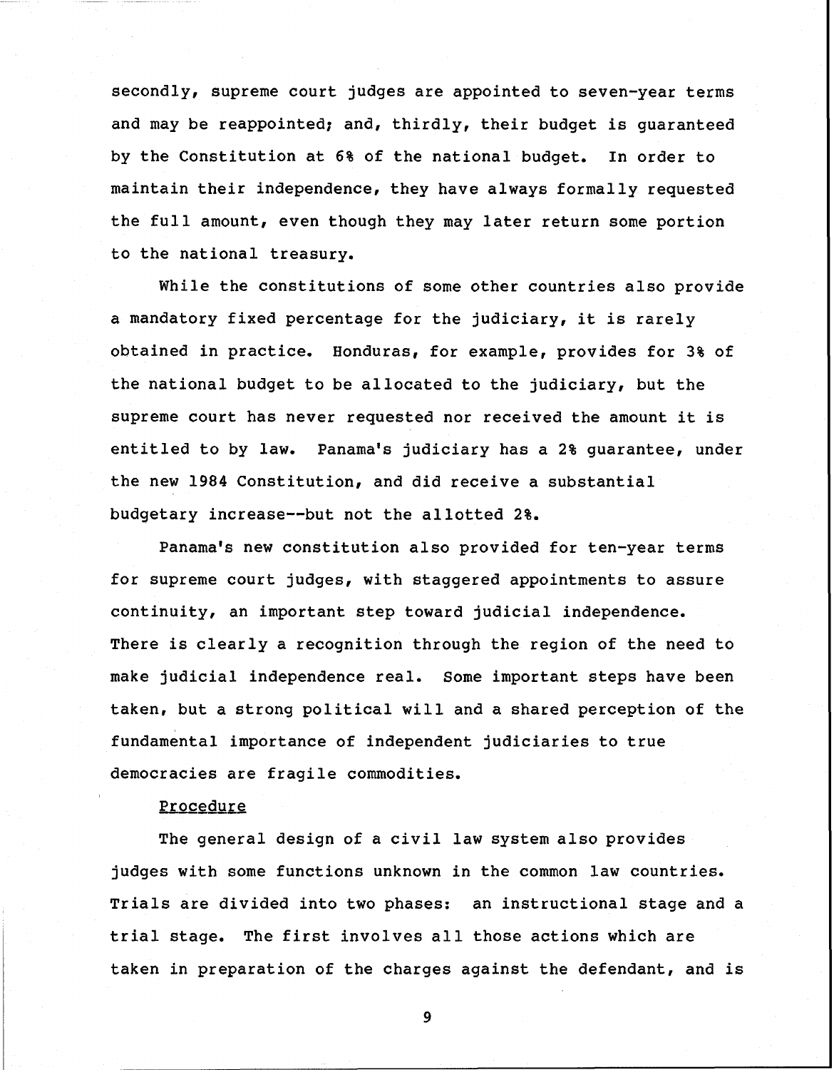secondly, supreme court judges are appointed to seven-year terms and may be reappointed; and, thirdly, their budget is guaranteed by the Constitution at 6% of the national budget. In order to maintain their independence, they have always formally requested the full amount, even though they may later return some portion to the national treasury.

While the constitutions of some other countries also provide a mandatory fixed percentage for the judiciary, it is rarely obtained in practice. Honduras, for example, provides for 3% of the national budget to be allocated to the judiciary, but the supreme court has never requested nor received the amount it is entitled to by law. Panama's judiciary has a 2% guarantee, under the new 1984 Constitution, and did receive a substantial budgetary increase--but not the allotted 2%.

Panama's new constitution also provided for ten-year terms for supreme court judges, with staggered appointments to assure continuity, an important step toward judicial independence. There is clearly a recognition through the region of the need to make judicial independence real. Some important steps have been taken, but a strong political will and a shared perception of the fundamental importance of independent judiciaries to true democracies are fragile commodities.

Procedure

The general design of a civil law system also provides judges with some functions unknown in the common law countries. Trials are divided into two phases: an instructional stage and a trial stage. The first involves all those actions which are taken in preparation of the charges against the defendant, and is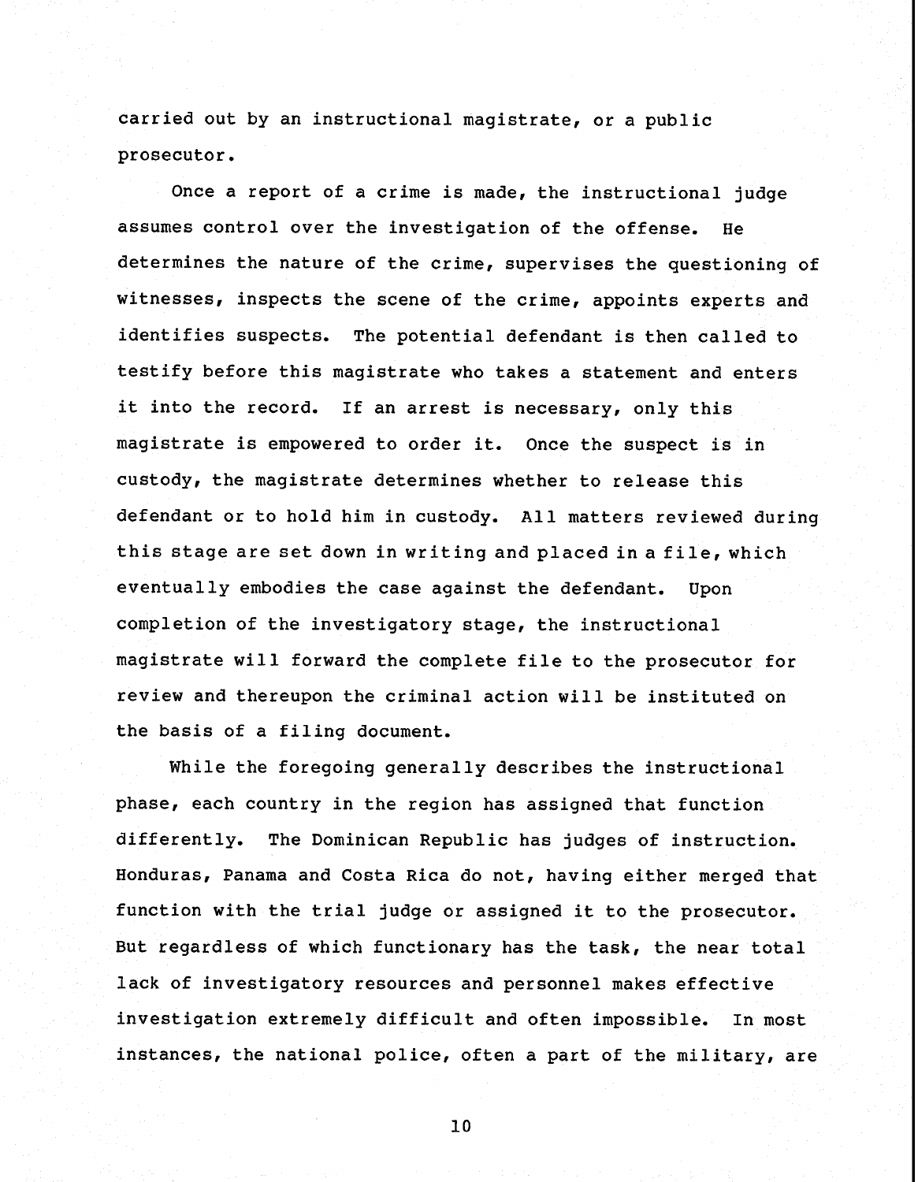carried out by an instructional magistrate, or a public prosecutor.

Once a report of a crime is made, the instructional judge assumes control over the investigation of the offense. He determines the nature of the crime, supervises the questioning of witnesses, inspects the scene of the crime, appoints experts and identifies suspects. The potential defendant is then called to testify before this magistrate who takes a statement and enters it into the record. If an arrest is necessary, only this magistrate is empowered to order it. Once the suspect is in custody, the magistrate determines whether to release this defendant or to hold him in custody. All matters reviewed during this stage are set down in writing and placed in a file, which eventually embodies the case against the defendant. Upon completion of the investigatory stage, the instructional magistrate will forward the complete file to the prosecutor for review and thereupon the criminal action will be instituted on the basis of a filing document.

While the foregoing generally describes the instructional phase, each country in the region has assigned that function differently. The Dominican Republic has judges of instruction. Honduras, Panama and Costa Rica do not, having either merged that function with the trial judge or assigned it to the prosecutor. But regardless of which functionary has the task, the near total lack of investigatory resources and personnel makes effective investigation extremely difficult and often impossible. In most instances, the national police, often a part of the military, are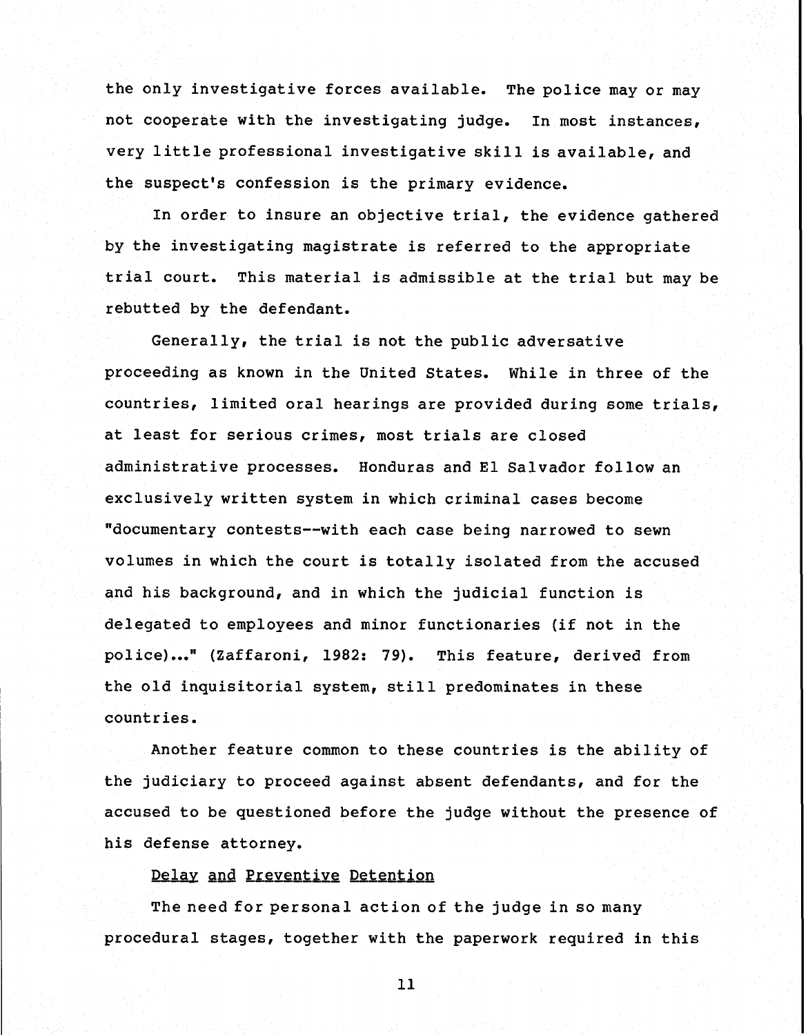the only investigative forces available. The police may or may not cooperate with the investigating judge. In most instances, very little professional investigative skill is available, and the suspect's confession is the primary evidence.

In order to insure an objective trial, the evidence gathered by the investigating magistrate is referred to the appropriate trial court. This material is admissible at the trial but may be rebutted by the defendant.

Generally, the trial is not the public adversative proceeding as known in the United States. While in three of the countries, limited oral hearings are provided during some trials, at least for serious crimes, most trials are closed administrative processes. Honduras and El Salvador follow an exclusively written system in which criminal cases become "documentary contests--with each case being narrowed to sewn volumes in which the court is totally isolated from the accused and his background, and in which the judicial function is delegated to employees and minor functionaries (if not in the police)..." (Zaffaroni, 1982: 79). This feature, derived from the old inquisitorial system, still predominates in these countries.

Another feature common to these countries is the ability of the judiciary to proceed against absent defendants, and for the accused to be questioned before the judge without the presence of his defense attorney.

## Delay and Preventive Detention

The need for personal action of the judge in so many procedural stages, together with the paperwork required in this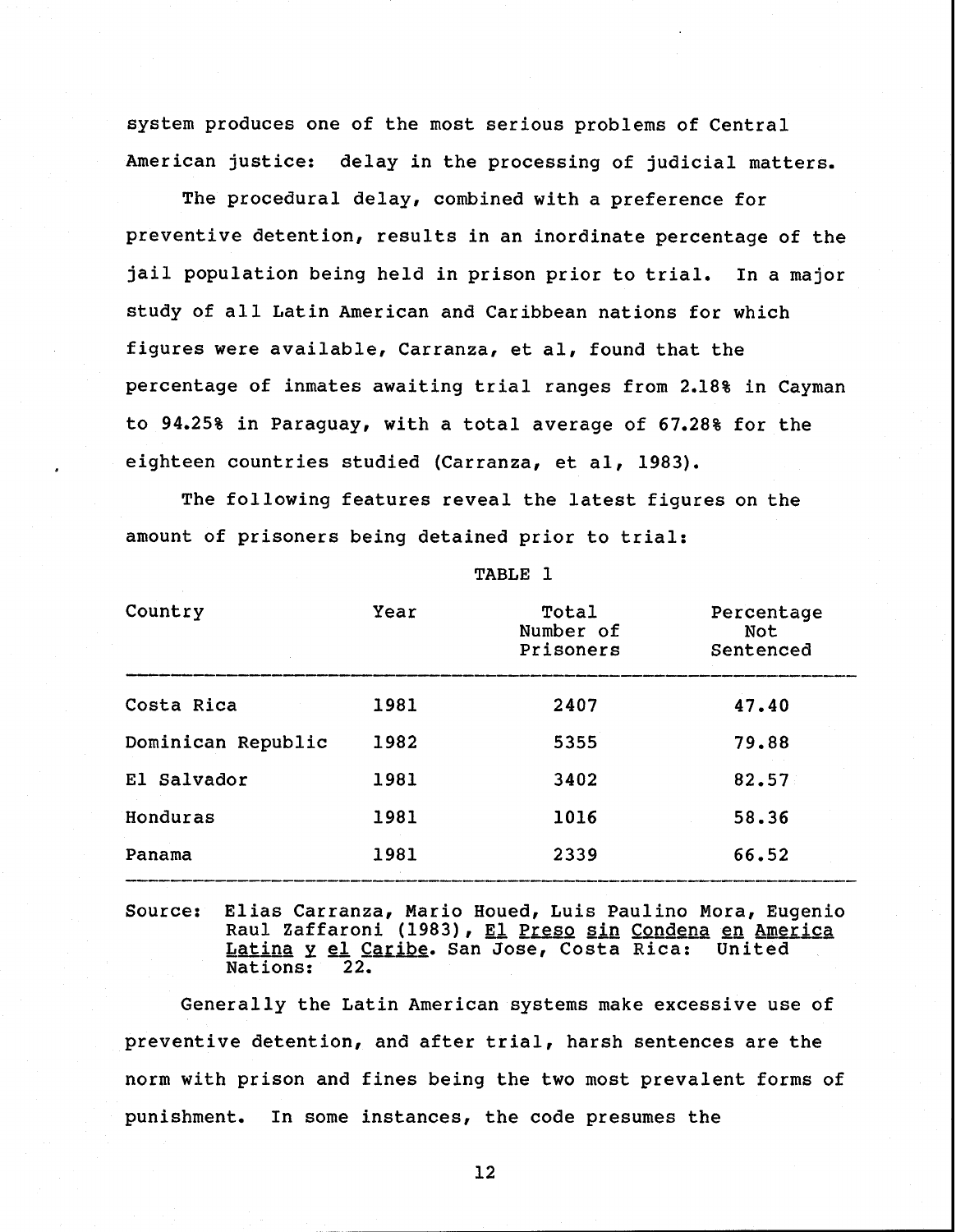system produces one of the most serious problems of Central American justice: delay in the processing of judicial matters.

The procedural delay, combined with a preference for preventive detention, results in an inordinate percentage of the jail population being held in prison prior to trial. In a major study of all Latin American and Caribbean nations for which figures were available, Carranza, et al, found that the percentage of inmates awaiting trial ranges from 2.18% in Cayman to 94.25% in Paraguay, with a total average of 67.28% for the eighteen countries studied (Carranza, et al, 1983).

The following features reveal the latest figures on the amount of prisoners being detained prior to trial:

TABLE 1

| Country | Year | Total Number of Prisoners | Percentage Not Sentenced |
|---|---|---|---|
| Costa Rica | 1981 | 2407 | 47.40 |
| Dominican Republic | 1982 | 5355 | 79.88 |
| El Salvador | 1981 | 3402 | 82.57 |
| Honduras | 1981 | 1016 | 58.36 |
| Panama | 1981 | 2339 | 66.52 |

Source: Elias Carranza, Mario Houed, Luis Paulino Mora, Eugenio Raul Zaffaroni (1983), El Preso sin Condena en America Latina y el Caribe. San Jose, Costa Rica: United Nations: 22.

Generally the Latin American systems make excessive use of preventive detention, and after trial, harsh sentences are the norm with prison and fines being the two most prevalent forms of punishment. In some instances, the code presumes the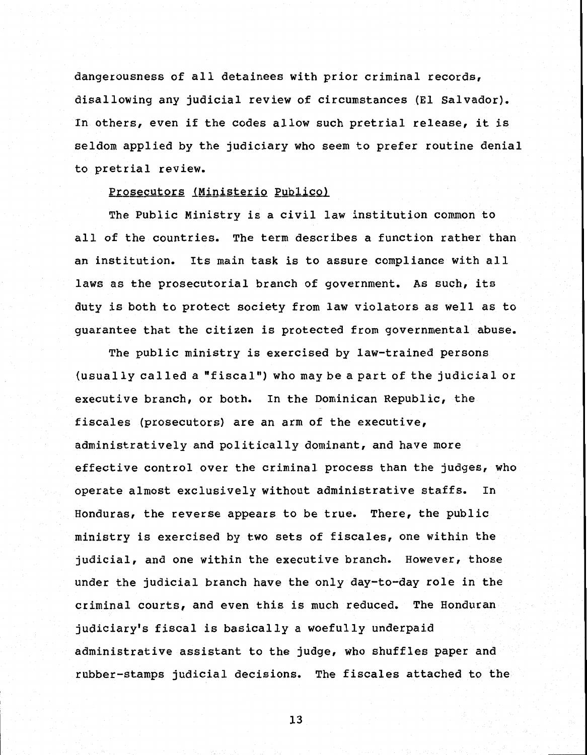dangerousness of all detainees with prior criminal records, disallowing any judicial review of circumstances (El Salvador). In others, even if the codes allow such pretrial release, it is seldom applied by the judiciary who seem to prefer routine denial to pretrial review.

### Prosecutors (Ministerio Publico)

The Public Ministry is a civil law institution common to all of the countries. The term describes a function rather than an institution. Its main task is to assure compliance with all laws as the prosecutorial branch of government. As such, its duty is both to protect society from law violators as well as to guarantee that the citizen is protected from governmental abuse.

The public ministry is exercised by law-trained persons (usually called a "fiscal") who may be a part of the judicial or executive branch, or both. In the Dominican Republic, the fiscales (prosecutors) are an arm of the executive, administratively and politically dominant, and have more effective control over the criminal process than the judges, who operate almost exclusively without administrative staffs. In Honduras, the reverse appears to be true. There, the public ministry is exercised by two sets of fiscales, one within the judicial, and one within the executive branch. However, those under the judicial branch have the only day-to-day role in the criminal courts, and even this is much reduced. The Honduran judiciary's fiscal is basically a woefully underpaid administrative assistant to the judge, who shuffles paper and rubber-stamps judicial decisions. The fiscales attached to the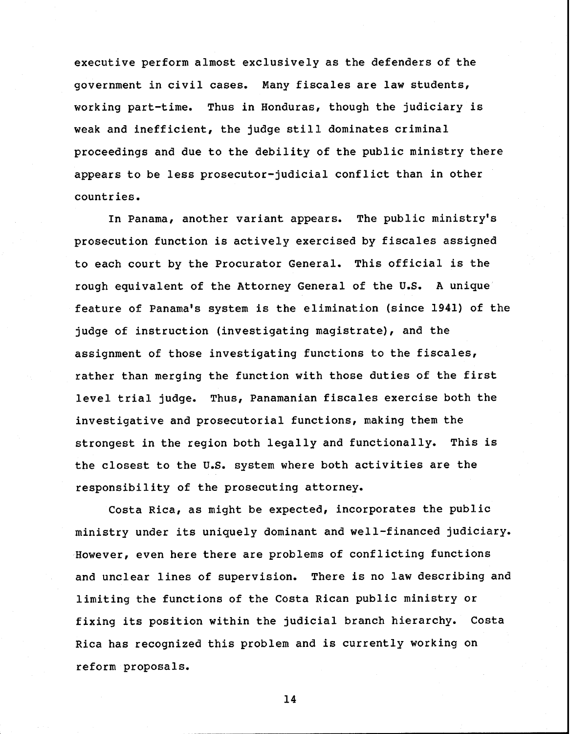executive perform almost exclusively as the defenders of the government in civil cases. Many fiscales are law students, working part-time. Thus in Honduras, though the judiciary is weak and inefficient, the judge still dominates criminal proceedings and due to the debility of the public ministry there appears to be less prosecutor-judicial conflict than in other countries.

In Panama, another variant appears. The public ministry's prosecution function is actively exercised by fiscales assigned to each court by the Procurator General. This official is the rough equivalent of the Attorney General of the U.S. A unique feature of Panama's system is the elimination (since 1941) of the judge of instruction (investigating magistrate), and the assignment of those investigating functions to the fiscales, rather than merging the function with those duties of the first level trial judge. Thus, Panamanian fiscales exercise both the investigative and prosecutorial functions, making them the strongest in the region both legally and functionally. This is the closest to the U.S. system where both activities are the responsibility of the prosecuting attorney.

Costa Rica, as might be expected, incorporates the public ministry under its uniquely dominant and well-financed judiciary. However, even here there are problems of conflicting functions and unclear lines of supervision. There is no law describing and limiting the functions of the Costa Rican public ministry or fixing its position within the judicial branch hierarchy. Costa Rica has recognized this problem and is currently working on reform proposals.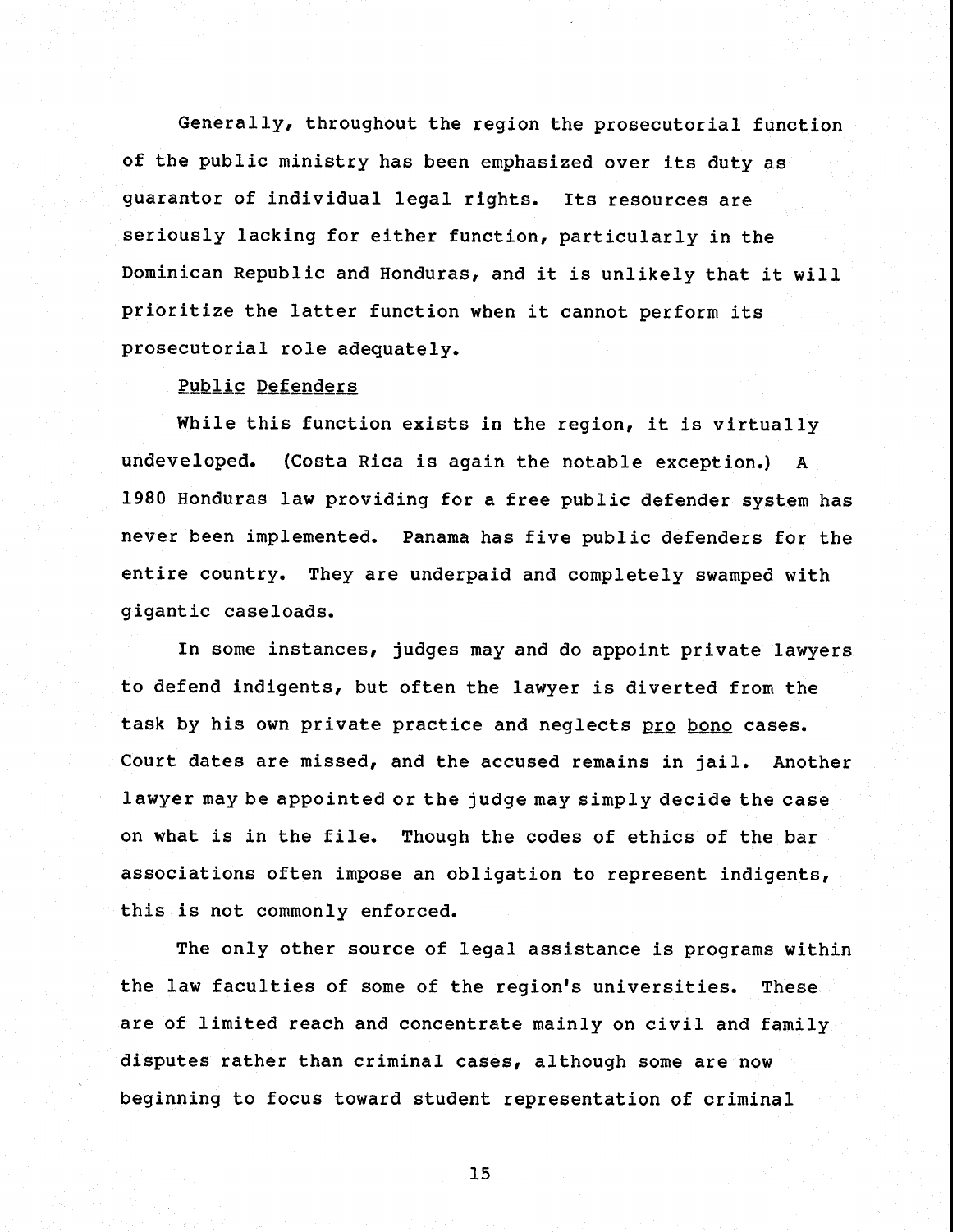Generally, throughout the region the prosecutorial function of the public ministry has been emphasized over its duty as guarantor of individual legal rights. Its resources are seriously lacking for either function, particularly in the Dominican Republic and Honduras, and it is unlikely that it will prioritize the latter function when it cannot perform its prosecutorial role adequately.

Public Defenders

While this function exists in the region, it is virtually undeveloped. (Costa Rica is again the notable exception.) A 1980 Honduras law providing for a free public defender system has never been implemented. Panama has five public defenders for the entire country. They are underpaid and completely swamped with gigantic caseloads.

In some instances, judges may and do appoint private lawyers to defend indigents, but often the lawyer is diverted from the task by his own private practice and neglects *pro bono* cases. Court dates are missed, and the accused remains in jail. Another lawyer may be appointed or the judge may simply decide the case on what is in the file. Though the codes of ethics of the bar associations often impose an obligation to represent indigents, this is not commonly enforced.

The only other source of legal assistance is programs within the law faculties of some of the region's universities. These are of limited reach and concentrate mainly on civil and family disputes rather than criminal cases, although some are now beginning to focus toward student representation of criminal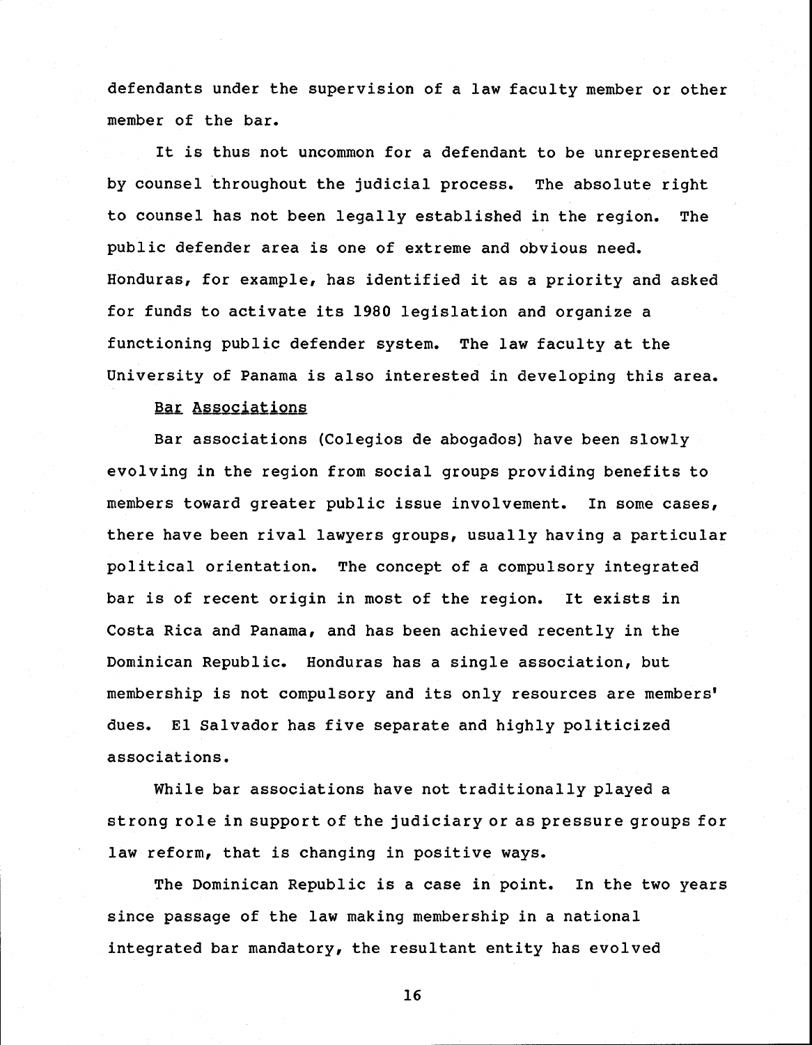defendants under the supervision of a law faculty member or other member of the bar.

It is thus not uncommon for a defendant to be unrepresented by counsel throughout the judicial process. The absolute right to counsel has not been legally established in the region. The public defender area is one of extreme and obvious need. Honduras, for example, has identified it as a priority and asked for funds to activate its 1980 legislation and organize a functioning public defender system. The law faculty at the University of Panama is also interested in developing this area.

<u>Bar Associations</u>

Bar associations (Colegios de abogados) have been slowly evolving in the region from social groups providing benefits to members toward greater public issue involvement. In some cases, there have been rival lawyers groups, usually having a particular political orientation. The concept of a compulsory integrated bar is of recent origin in most of the region. It exists in Costa Rica and Panama, and has been achieved recently in the Dominican Republic. Honduras has a single association, but membership is not compulsory and its only resources are members' dues. El Salvador has five separate and highly politicized associations.

While bar associations have not traditionally played a strong role in support of the judiciary or as pressure groups for law reform, that is changing in positive ways.

The Dominican Republic is a case in point. In the two years since passage of the law making membership in a national integrated bar mandatory, the resultant entity has evolved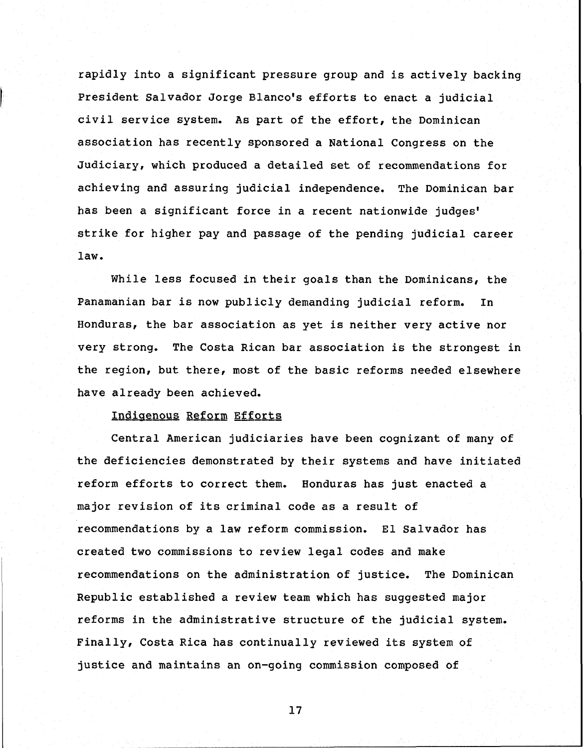rapidly into a significant pressure group and is actively backing President Salvador Jorge Blanco's efforts to enact a judicial civil service system. As part of the effort, the Dominican association has recently sponsored a National Congress on the Judiciary, which produced a detailed set of recommendations for achieving and assuring judicial independence. The Dominican bar has been a significant force in a recent nationwide judges' strike for higher pay and passage of the pending judicial career law.

While less focused in their goals than the Dominicans, the Panamanian bar is now publicly demanding judicial reform. In Honduras, the bar association as yet is neither very active nor very strong. The Costa Rican bar association is the strongest in the region, but there, most of the basic reforms needed elsewhere have already been achieved.

### Indigenous Reform Efforts

Central American judiciaries have been cognizant of many of the deficiencies demonstrated by their systems and have initiated reform efforts to correct them. Honduras has just enacted a major revision of its criminal code as a result of recommendations by a law reform commission. El Salvador has created two commissions to review legal codes and make recommendations on the administration of justice. The Dominican Republic established a review team which has suggested major reforms in the administrative structure of the judicial system. Finally, Costa Rica has continually reviewed its system of justice and maintains an on-going commission composed of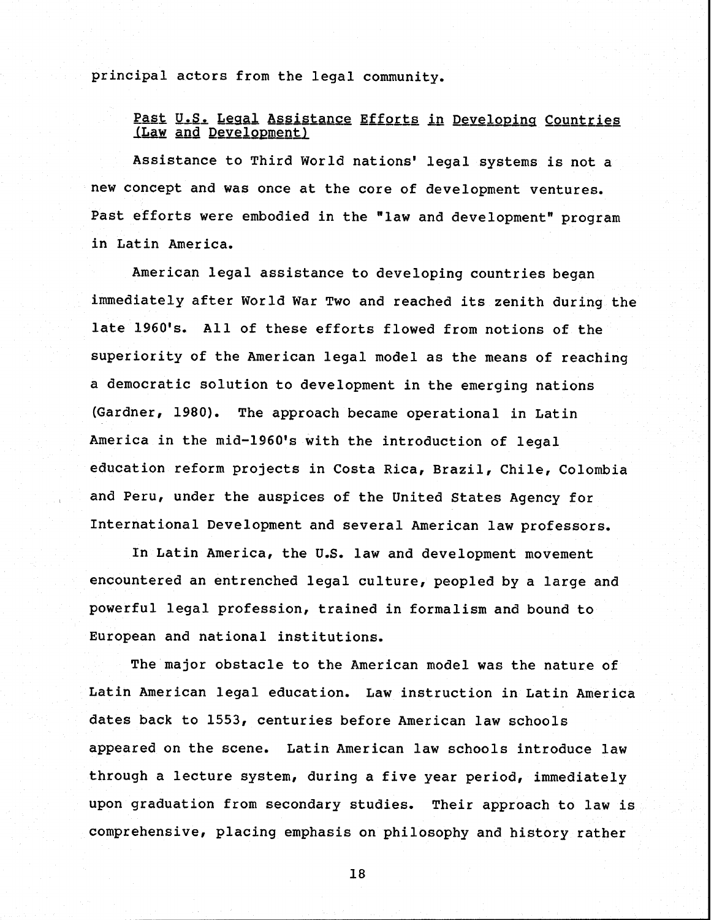principal actors from the legal community.

## Past U.S. Legal Assistance Efforts in Developing Countries (Law and Development)

Assistance to Third World nations' legal systems is not a new concept and was once at the core of development ventures. Past efforts were embodied in the "law and development" program in Latin America.

American legal assistance to developing countries began immediately after World War Two and reached its zenith during the late 1960's. All of these efforts flowed from notions of the superiority of the American legal model as the means of reaching a democratic solution to development in the emerging nations (Gardner, 1980). The approach became operational in Latin America in the mid-1960's with the introduction of legal education reform projects in Costa Rica, Brazil, Chile, Colombia and Peru, under the auspices of the United States Agency for International Development and several American law professors.

In Latin America, the U.S. law and development movement encountered an entrenched legal culture, peopled by a large and powerful legal profession, trained in formalism and bound to European and national institutions.

The major obstacle to the American model was the nature of Latin American legal education. Law instruction in Latin America dates back to 1553, centuries before American law schools appeared on the scene. Latin American law schools introduce law through a lecture system, during a five year period, immediately upon graduation from secondary studies. Their approach to law is comprehensive, placing emphasis on philosophy and history rather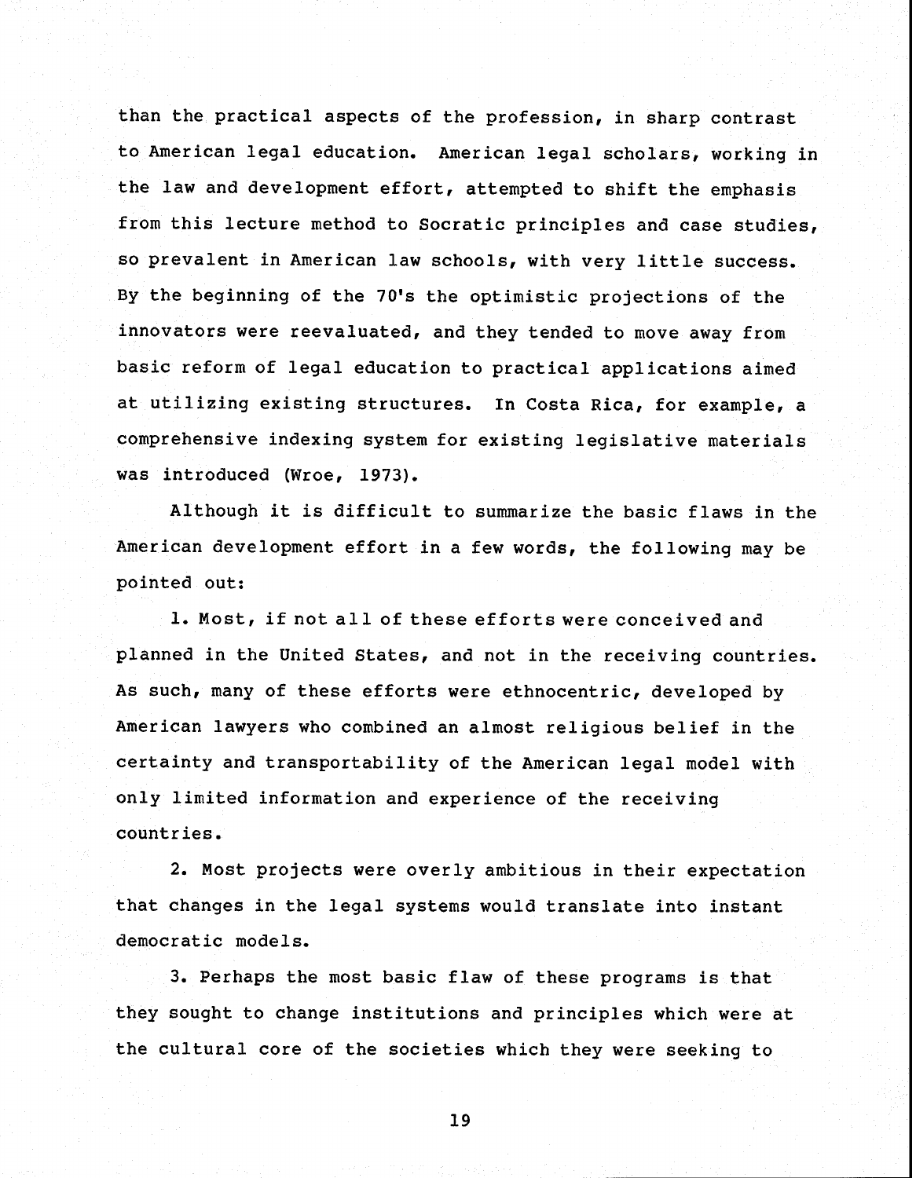than the practical aspects of the profession, in sharp contrast to American legal education. American legal scholars, working in the law and development effort, attempted to shift the emphasis from this lecture method to Socratic principles and case studies, so prevalent in American law schools, with very little success. By the beginning of the 70's the optimistic projections of the innovators were reevaluated, and they tended to move away from basic reform of legal education to practical applications aimed at utilizing existing structures. In Costa Rica, for example, a comprehensive indexing system for existing legislative materials was introduced (Wroe, 1973).

Although it is difficult to summarize the basic flaws in the American development effort in a few words, the following may be pointed out:

1. Most, if not all of these efforts were conceived and planned in the United States, and not in the receiving countries. As such, many of these efforts were ethnocentric, developed by American lawyers who combined an almost religious belief in the certainty and transportability of the American legal model with only limited information and experience of the receiving countries.

2. Most projects were overly ambitious in their expectation that changes in the legal systems would translate into instant democratic models.

3. Perhaps the most basic flaw of these programs is that they sought to change institutions and principles which were at the cultural core of the societies which they were seeking to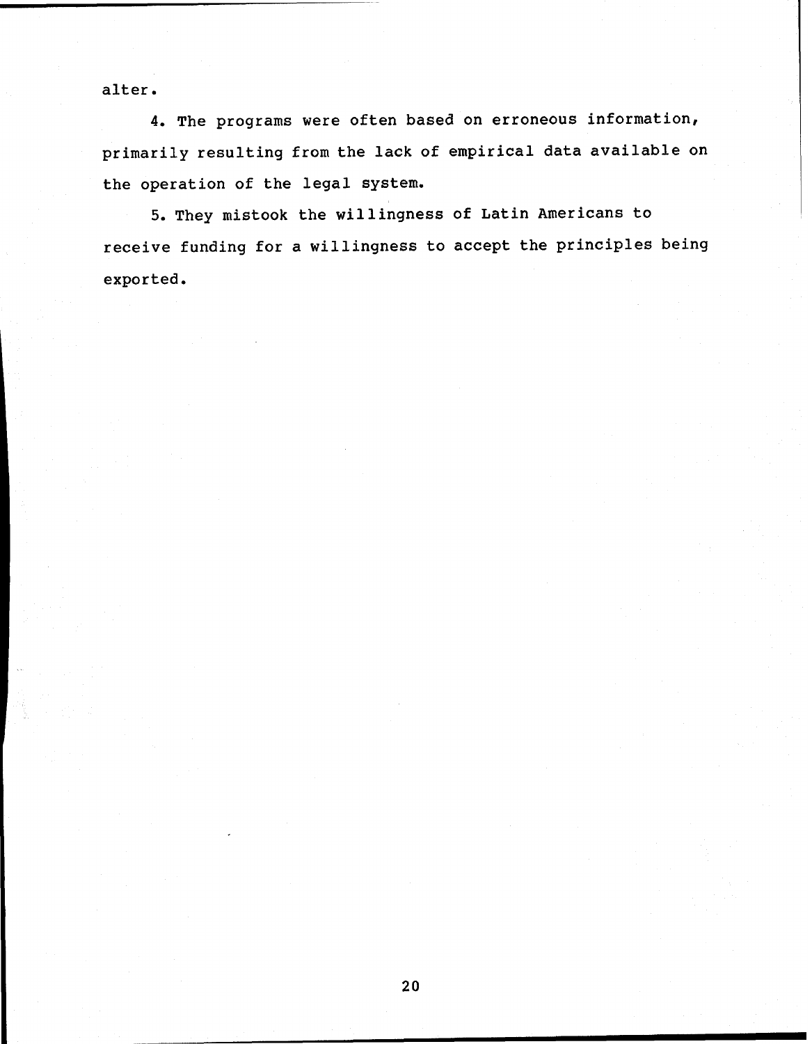alter.

4. The programs were often based on erroneous information, primarily resulting from the lack of empirical data available on the operation of the legal system.

5. They mistook the willingness of Latin Americans to receive funding for a willingness to accept the principles being exported.